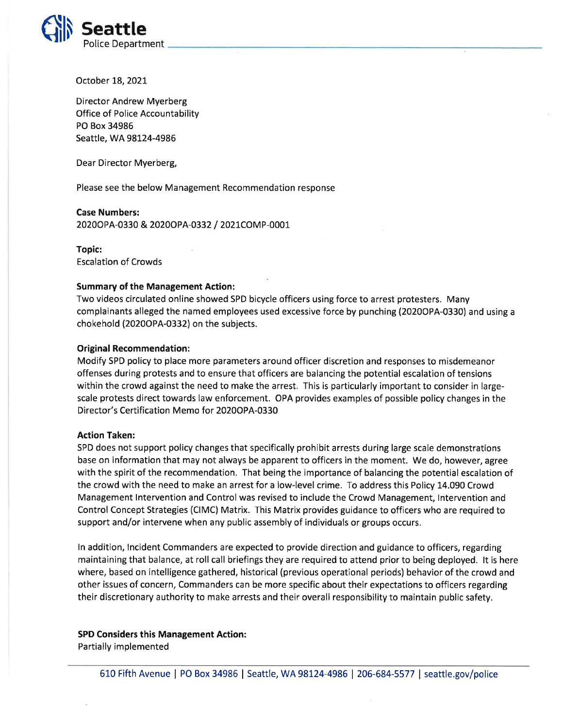**Seattle**
Police Department

October 18, 2021

Director Andrew Myerberg
Office of Police Accountability
PO Box 34986
Seattle, WA 98124-4986

Dear Director Myerberg,

Please see the below Management Recommendation response

**Case Numbers:**
2020OPA-0330 & 2020OPA-0332 / 2021COMP-0001

**Topic:**
Escalation of Crowds

**Summary of the Management Action:**
Two videos circulated online showed SPD bicycle officers using force to arrest protesters. Many complainants alleged the named employees used excessive force by punching (2020OPA-0330) and using a chokehold (2020OPA-0332) on the subjects.

**Original Recommendation:**
Modify SPD policy to place more parameters around officer discretion and responses to misdemeanor offenses during protests and to ensure that officers are balancing the potential escalation of tensions within the crowd against the need to make the arrest. This is particularly important to consider in large-scale protests direct towards law enforcement. OPA provides examples of possible policy changes in the Director's Certification Memo for 2020OPA-0330

**Action Taken:**
SPD does not support policy changes that specifically prohibit arrests during large scale demonstrations base on information that may not always be apparent to officers in the moment. We do, however, agree with the spirit of the recommendation. That being the importance of balancing the potential escalation of the crowd with the need to make an arrest for a low-level crime. To address this Policy 14.090 Crowd Management Intervention and Control was revised to include the Crowd Management, Intervention and Control Concept Strategies (CIMC) Matrix. This Matrix provides guidance to officers who are required to support and/or intervene when any public assembly of individuals or groups occurs.

In addition, Incident Commanders are expected to provide direction and guidance to officers, regarding maintaining that balance, at roll call briefings they are required to attend prior to being deployed. It is here where, based on intelligence gathered, historical (previous operational periods) behavior of the crowd and other issues of concern, Commanders can be more specific about their expectations to officers regarding their discretionary authority to make arrests and their overall responsibility to maintain public safety.

**SPD Considers this Management Action:**
Partially implemented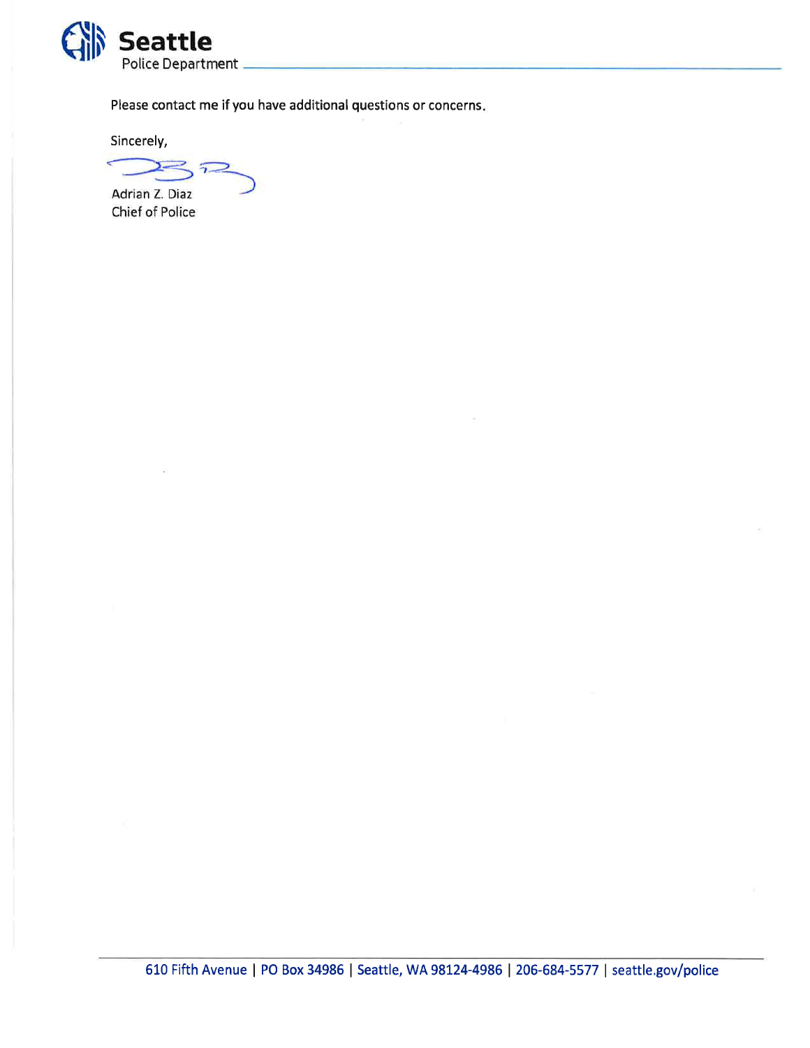Please contact me if you have additional questions or concerns.

Sincerely,

Adrian Z. Diaz  
Chief of Police